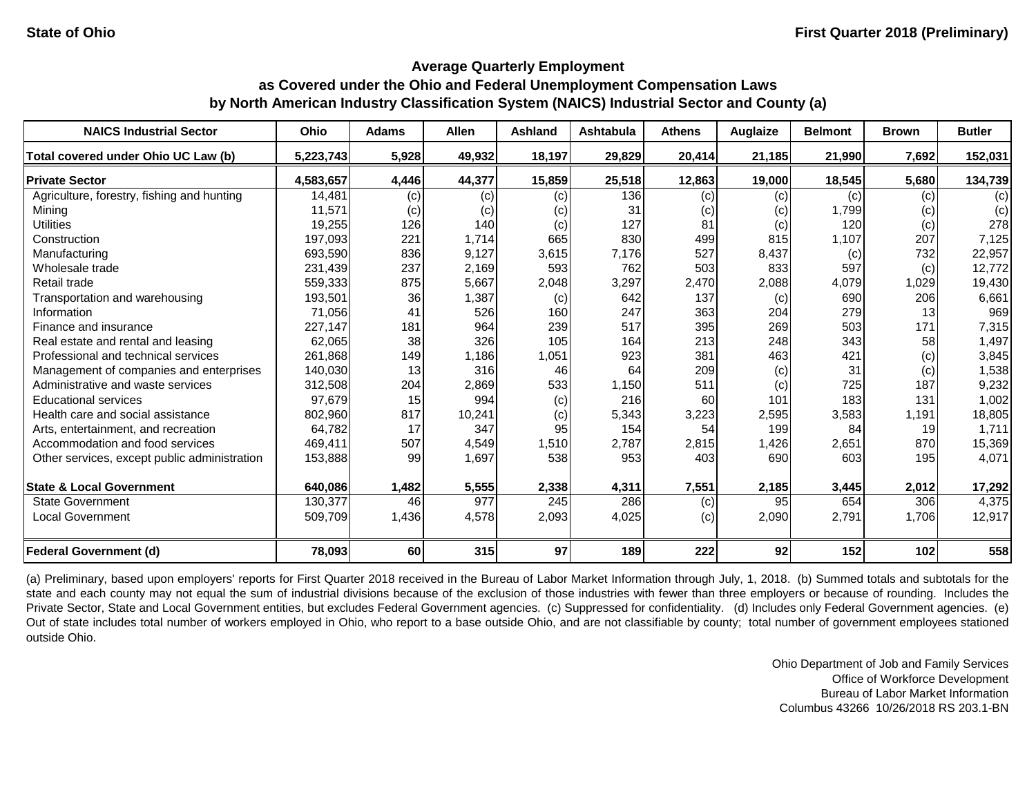State of Ohio

First Quarter 2018 (Preliminary)

## Average Quarterly Employment
## as Covered under the Ohio and Federal Unemployment Compensation Laws
## by North American Industry Classification System (NAICS) Industrial Sector and County (a)

| NAICS Industrial Sector | Ohio | Adams | Allen | Ashland | Ashtabula | Athens | Auglaize | Belmont | Brown | Butler |
|---|---|---|---|---|---|---|---|---|---|---|
| **Total covered under Ohio UC Law (b)** | **5,223,743** | **5,928** | **49,932** | **18,197** | **29,829** | **20,414** | **21,185** | **21,990** | **7,692** | **152,031** |
| **Private Sector** | **4,583,657** | **4,446** | **44,377** | **15,859** | **25,518** | **12,863** | **19,000** | **18,545** | **5,680** | **134,739** |
| Agriculture, forestry, fishing and hunting | 14,481 | (c) | (c) | (c) | 136 | (c) | (c) | (c) | (c) | (c) |
| Mining | 11,571 | (c) | (c) | (c) | 31 | (c) | (c) | 1,799 | (c) | (c) |
| Utilities | 19,255 | 126 | 140 | (c) | 127 | 81 | (c) | 120 | (c) | 278 |
| Construction | 197,093 | 221 | 1,714 | 665 | 830 | 499 | 815 | 1,107 | 207 | 7,125 |
| Manufacturing | 693,590 | 836 | 9,127 | 3,615 | 7,176 | 527 | 8,437 | (c) | 732 | 22,957 |
| Wholesale trade | 231,439 | 237 | 2,169 | 593 | 762 | 503 | 833 | 597 | (c) | 12,772 |
| Retail trade | 559,333 | 875 | 5,667 | 2,048 | 3,297 | 2,470 | 2,088 | 4,079 | 1,029 | 19,430 |
| Transportation and warehousing | 193,501 | 36 | 1,387 | (c) | 642 | 137 | (c) | 690 | 206 | 6,661 |
| Information | 71,056 | 41 | 526 | 160 | 247 | 363 | 204 | 279 | 13 | 969 |
| Finance and insurance | 227,147 | 181 | 964 | 239 | 517 | 395 | 269 | 503 | 171 | 7,315 |
| Real estate and rental and leasing | 62,065 | 38 | 326 | 105 | 164 | 213 | 248 | 343 | 58 | 1,497 |
| Professional and technical services | 261,868 | 149 | 1,186 | 1,051 | 923 | 381 | 463 | 421 | (c) | 3,845 |
| Management of companies and enterprises | 140,030 | 13 | 316 | 46 | 64 | 209 | (c) | 31 | (c) | 1,538 |
| Administrative and waste services | 312,508 | 204 | 2,869 | 533 | 1,150 | 511 | (c) | 725 | 187 | 9,232 |
| Educational services | 97,679 | 15 | 994 | (c) | 216 | 60 | 101 | 183 | 131 | 1,002 |
| Health care and social assistance | 802,960 | 817 | 10,241 | (c) | 5,343 | 3,223 | 2,595 | 3,583 | 1,191 | 18,805 |
| Arts, entertainment, and recreation | 64,782 | 17 | 347 | 95 | 154 | 54 | 199 | 84 | 19 | 1,711 |
| Accommodation and food services | 469,411 | 507 | 4,549 | 1,510 | 2,787 | 2,815 | 1,426 | 2,651 | 870 | 15,369 |
| Other services, except public administration | 153,888 | 99 | 1,697 | 538 | 953 | 403 | 690 | 603 | 195 | 4,071 |
| **State & Local Government** | **640,086** | **1,482** | **5,555** | **2,338** | **4,311** | **7,551** | **2,185** | **3,445** | **2,012** | **17,292** |
| State Government | 130,377 | 46 | 977 | 245 | 286 | (c) | 95 | 654 | 306 | 4,375 |
| Local Government | 509,709 | 1,436 | 4,578 | 2,093 | 4,025 | (c) | 2,090 | 2,791 | 1,706 | 12,917 |
| **Federal Government (d)** | **78,093** | **60** | **315** | **97** | **189** | **222** | **92** | **152** | **102** | **558** |

(a) Preliminary, based upon employers' reports for First Quarter 2018 received in the Bureau of Labor Market Information through July, 1, 2018. (b) Summed totals and subtotals for the state and each county may not equal the sum of industrial divisions because of the exclusion of those industries with fewer than three employers or because of rounding. Includes the Private Sector, State and Local Government entities, but excludes Federal Government agencies. (c) Suppressed for confidentiality. (d) Includes only Federal Government agencies. (e) Out of state includes total number of workers employed in Ohio, who report to a base outside Ohio, and are not classifiable by county; total number of government employees stationed outside Ohio.

Ohio Department of Job and Family Services
Office of Workforce Development
Bureau of Labor Market Information
Columbus 43266 10/26/2018 RS 203.1-BN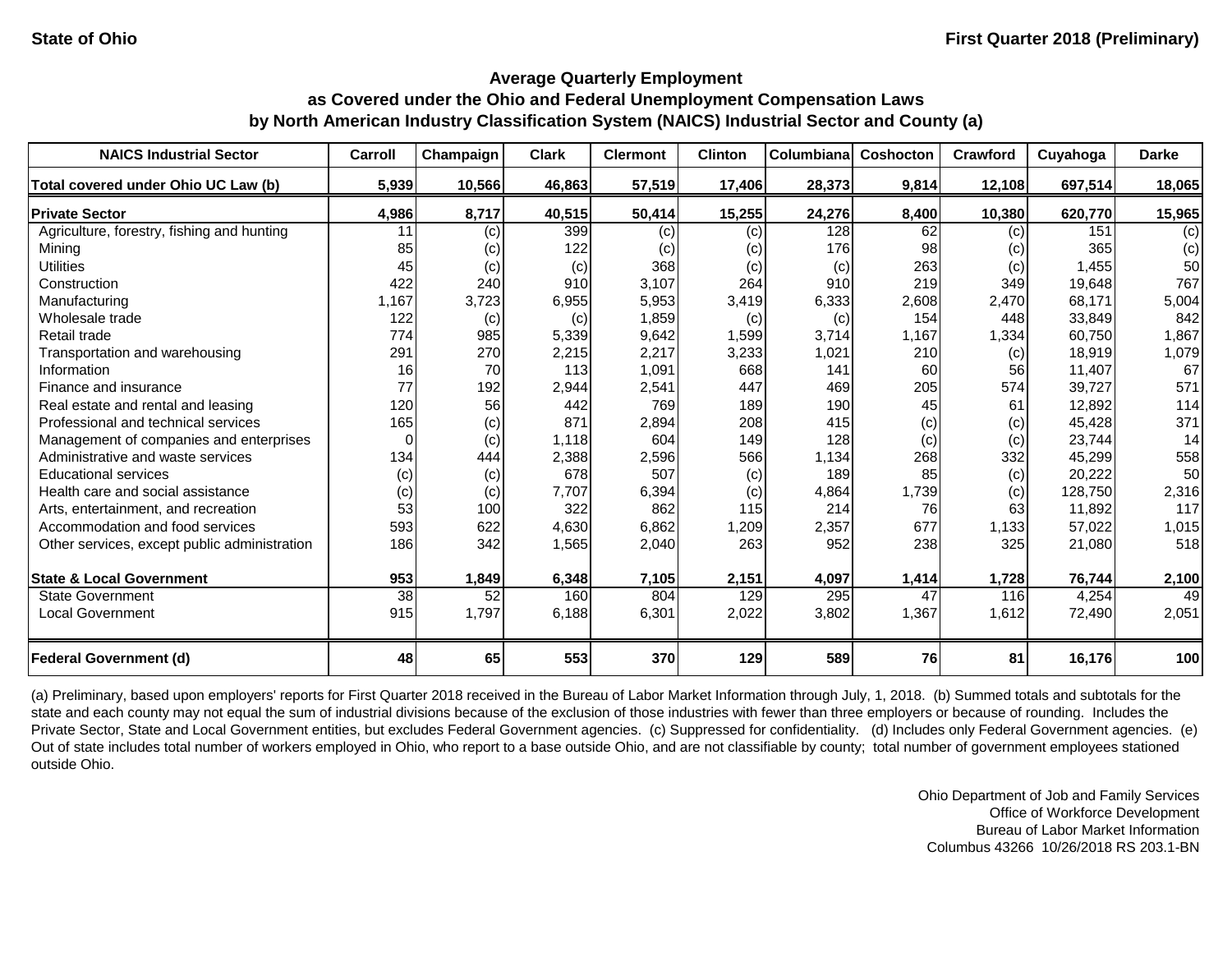State of Ohio

First Quarter 2018 (Preliminary)

## Average Quarterly Employment
## as Covered under the Ohio and Federal Unemployment Compensation Laws
## by North American Industry Classification System (NAICS) Industrial Sector and County (a)

| NAICS Industrial Sector | Carroll | Champaign | Clark | Clermont | Clinton | Columbiana | Coshocton | Crawford | Cuyahoga | Darke |
|---|---|---|---|---|---|---|---|---|---|---|
| **Total covered under Ohio UC Law (b)** | **5,939** | **10,566** | **46,863** | **57,519** | **17,406** | **28,373** | **9,814** | **12,108** | **697,514** | **18,065** |
| **Private Sector** | **4,986** | **8,717** | **40,515** | **50,414** | **15,255** | **24,276** | **8,400** | **10,380** | **620,770** | **15,965** |
| Agriculture, forestry, fishing and hunting | 11 | (c) | 399 | (c) | (c) | 128 | 62 | (c) | 151 | (c) |
| Mining | 85 | (c) | 122 | (c) | (c) | 176 | 98 | (c) | 365 | (c) |
| Utilities | 45 | (c) | (c) | 368 | (c) | (c) | 263 | (c) | 1,455 | 50 |
| Construction | 422 | 240 | 910 | 3,107 | 264 | 910 | 219 | 349 | 19,648 | 767 |
| Manufacturing | 1,167 | 3,723 | 6,955 | 5,953 | 3,419 | 6,333 | 2,608 | 2,470 | 68,171 | 5,004 |
| Wholesale trade | 122 | (c) | (c) | 1,859 | (c) | (c) | 154 | 448 | 33,849 | 842 |
| Retail trade | 774 | 985 | 5,339 | 9,642 | 1,599 | 3,714 | 1,167 | 1,334 | 60,750 | 1,867 |
| Transportation and warehousing | 291 | 270 | 2,215 | 2,217 | 3,233 | 1,021 | 210 | (c) | 18,919 | 1,079 |
| Information | 16 | 70 | 113 | 1,091 | 668 | 141 | 60 | 56 | 11,407 | 67 |
| Finance and insurance | 77 | 192 | 2,944 | 2,541 | 447 | 469 | 205 | 574 | 39,727 | 571 |
| Real estate and rental and leasing | 120 | 56 | 442 | 769 | 189 | 190 | 45 | 61 | 12,892 | 114 |
| Professional and technical services | 165 | (c) | 871 | 2,894 | 208 | 415 | (c) | (c) | 45,428 | 371 |
| Management of companies and enterprises | 0 | (c) | 1,118 | 604 | 149 | 128 | (c) | (c) | 23,744 | 14 |
| Administrative and waste services | 134 | 444 | 2,388 | 2,596 | 566 | 1,134 | 268 | 332 | 45,299 | 558 |
| Educational services | (c) | (c) | 678 | 507 | (c) | 189 | 85 | (c) | 20,222 | 50 |
| Health care and social assistance | (c) | (c) | 7,707 | 6,394 | (c) | 4,864 | 1,739 | (c) | 128,750 | 2,316 |
| Arts, entertainment, and recreation | 53 | 100 | 322 | 862 | 115 | 214 | 76 | 63 | 11,892 | 117 |
| Accommodation and food services | 593 | 622 | 4,630 | 6,862 | 1,209 | 2,357 | 677 | 1,133 | 57,022 | 1,015 |
| Other services, except public administration | 186 | 342 | 1,565 | 2,040 | 263 | 952 | 238 | 325 | 21,080 | 518 |
| **State & Local Government** | **953** | **1,849** | **6,348** | **7,105** | **2,151** | **4,097** | **1,414** | **1,728** | **76,744** | **2,100** |
| State Government | 38 | 52 | 160 | 804 | 129 | 295 | 47 | 116 | 4,254 | 49 |
| Local Government | 915 | 1,797 | 6,188 | 6,301 | 2,022 | 3,802 | 1,367 | 1,612 | 72,490 | 2,051 |
| **Federal Government (d)** | **48** | **65** | **553** | **370** | **129** | **589** | **76** | **81** | **16,176** | **100** |

(a) Preliminary, based upon employers' reports for First Quarter 2018 received in the Bureau of Labor Market Information through July, 1, 2018. (b) Summed totals and subtotals for the state and each county may not equal the sum of industrial divisions because of the exclusion of those industries with fewer than three employers or because of rounding. Includes the Private Sector, State and Local Government entities, but excludes Federal Government agencies. (c) Suppressed for confidentiality. (d) Includes only Federal Government agencies. (e) Out of state includes total number of workers employed in Ohio, who report to a base outside Ohio, and are not classifiable by county; total number of government employees stationed outside Ohio.

Ohio Department of Job and Family Services
Office of Workforce Development
Bureau of Labor Market Information
Columbus 43266 10/26/2018 RS 203.1-BN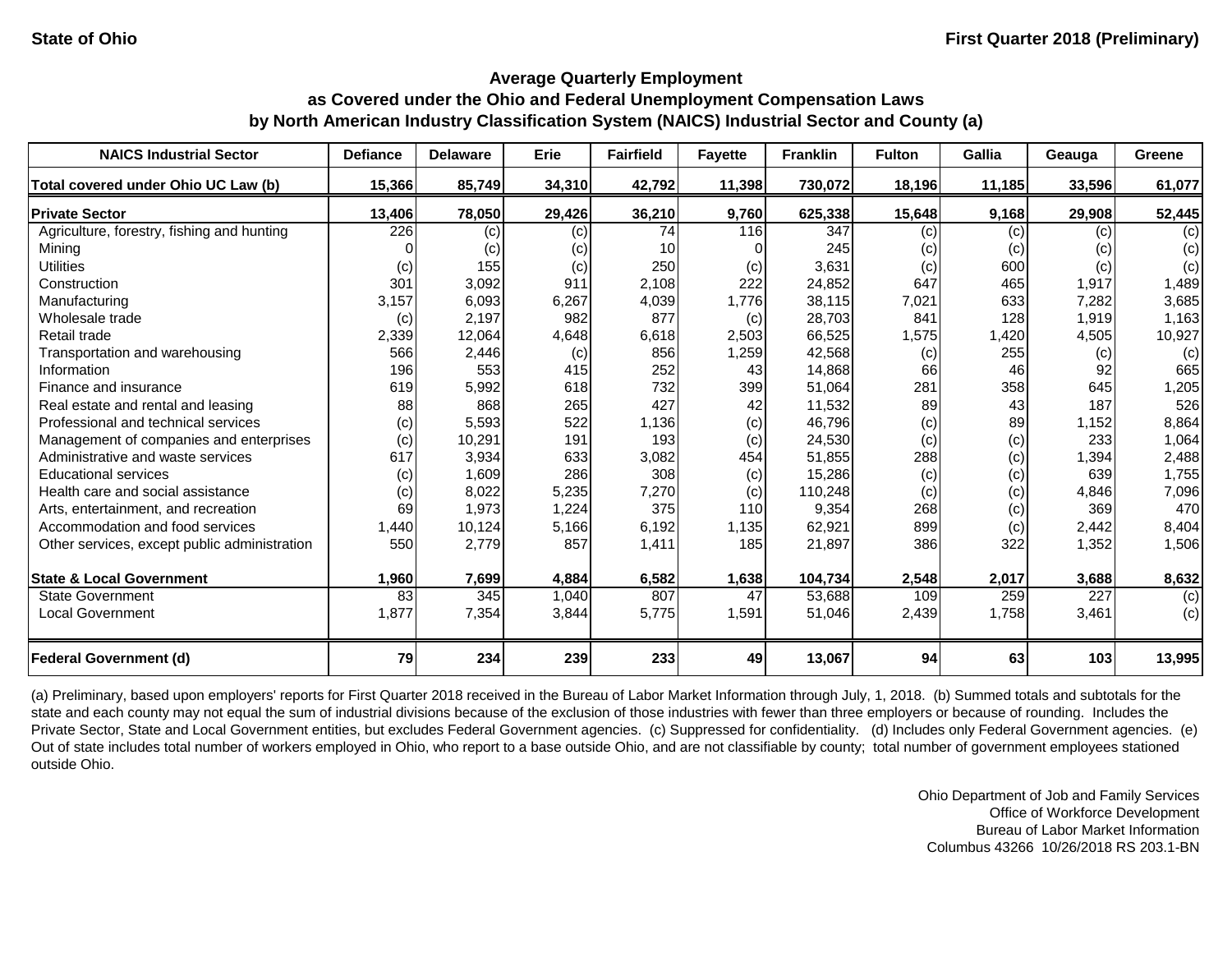State of Ohio

First Quarter 2018 (Preliminary)

## Average Quarterly Employment
## as Covered under the Ohio and Federal Unemployment Compensation Laws
## by North American Industry Classification System (NAICS) Industrial Sector and County (a)

| NAICS Industrial Sector | Defiance | Delaware | Erie | Fairfield | Fayette | Franklin | Fulton | Gallia | Geauga | Greene |
|---|---|---|---|---|---|---|---|---|---|---|
| **Total covered under Ohio UC Law (b)** | **15,366** | **85,749** | **34,310** | **42,792** | **11,398** | **730,072** | **18,196** | **11,185** | **33,596** | **61,077** |
| **Private Sector** | **13,406** | **78,050** | **29,426** | **36,210** | **9,760** | **625,338** | **15,648** | **9,168** | **29,908** | **52,445** |
| Agriculture, forestry, fishing and hunting | 226 | (c) | (c) | 74 | 116 | 347 | (c) | (c) | (c) | (c) |
| Mining | 0 | (c) | (c) | 10 | 0 | 245 | (c) | (c) | (c) | (c) |
| Utilities | (c) | 155 | (c) | 250 | (c) | 3,631 | (c) | 600 | (c) | (c) |
| Construction | 301 | 3,092 | 911 | 2,108 | 222 | 24,852 | 647 | 465 | 1,917 | 1,489 |
| Manufacturing | 3,157 | 6,093 | 6,267 | 4,039 | 1,776 | 38,115 | 7,021 | 633 | 7,282 | 3,685 |
| Wholesale trade | (c) | 2,197 | 982 | 877 | (c) | 28,703 | 841 | 128 | 1,919 | 1,163 |
| Retail trade | 2,339 | 12,064 | 4,648 | 6,618 | 2,503 | 66,525 | 1,575 | 1,420 | 4,505 | 10,927 |
| Transportation and warehousing | 566 | 2,446 | (c) | 856 | 1,259 | 42,568 | (c) | 255 | (c) | (c) |
| Information | 196 | 553 | 415 | 252 | 43 | 14,868 | 66 | 46 | 92 | 665 |
| Finance and insurance | 619 | 5,992 | 618 | 732 | 399 | 51,064 | 281 | 358 | 645 | 1,205 |
| Real estate and rental and leasing | 88 | 868 | 265 | 427 | 42 | 11,532 | 89 | 43 | 187 | 526 |
| Professional and technical services | (c) | 5,593 | 522 | 1,136 | (c) | 46,796 | (c) | 89 | 1,152 | 8,864 |
| Management of companies and enterprises | (c) | 10,291 | 191 | 193 | (c) | 24,530 | (c) | (c) | 233 | 1,064 |
| Administrative and waste services | 617 | 3,934 | 633 | 3,082 | 454 | 51,855 | 288 | (c) | 1,394 | 2,488 |
| Educational services | (c) | 1,609 | 286 | 308 | (c) | 15,286 | (c) | (c) | 639 | 1,755 |
| Health care and social assistance | (c) | 8,022 | 5,235 | 7,270 | (c) | 110,248 | (c) | (c) | 4,846 | 7,096 |
| Arts, entertainment, and recreation | 69 | 1,973 | 1,224 | 375 | 110 | 9,354 | 268 | (c) | 369 | 470 |
| Accommodation and food services | 1,440 | 10,124 | 5,166 | 6,192 | 1,135 | 62,921 | 899 | (c) | 2,442 | 8,404 |
| Other services, except public administration | 550 | 2,779 | 857 | 1,411 | 185 | 21,897 | 386 | 322 | 1,352 | 1,506 |
| **State & Local Government** | **1,960** | **7,699** | **4,884** | **6,582** | **1,638** | **104,734** | **2,548** | **2,017** | **3,688** | **8,632** |
| State Government | 83 | 345 | 1,040 | 807 | 47 | 53,688 | 109 | 259 | 227 | (c) |
| Local Government | 1,877 | 7,354 | 3,844 | 5,775 | 1,591 | 51,046 | 2,439 | 1,758 | 3,461 | (c) |
| **Federal Government (d)** | **79** | **234** | **239** | **233** | **49** | **13,067** | **94** | **63** | **103** | **13,995** |

(a) Preliminary, based upon employers' reports for First Quarter 2018 received in the Bureau of Labor Market Information through July, 1, 2018. (b) Summed totals and subtotals for the state and each county may not equal the sum of industrial divisions because of the exclusion of those industries with fewer than three employers or because of rounding. Includes the Private Sector, State and Local Government entities, but excludes Federal Government agencies. (c) Suppressed for confidentiality. (d) Includes only Federal Government agencies. (e) Out of state includes total number of workers employed in Ohio, who report to a base outside Ohio, and are not classifiable by county; total number of government employees stationed outside Ohio.

Ohio Department of Job and Family Services
Office of Workforce Development
Bureau of Labor Market Information
Columbus 43266 10/26/2018 RS 203.1-BN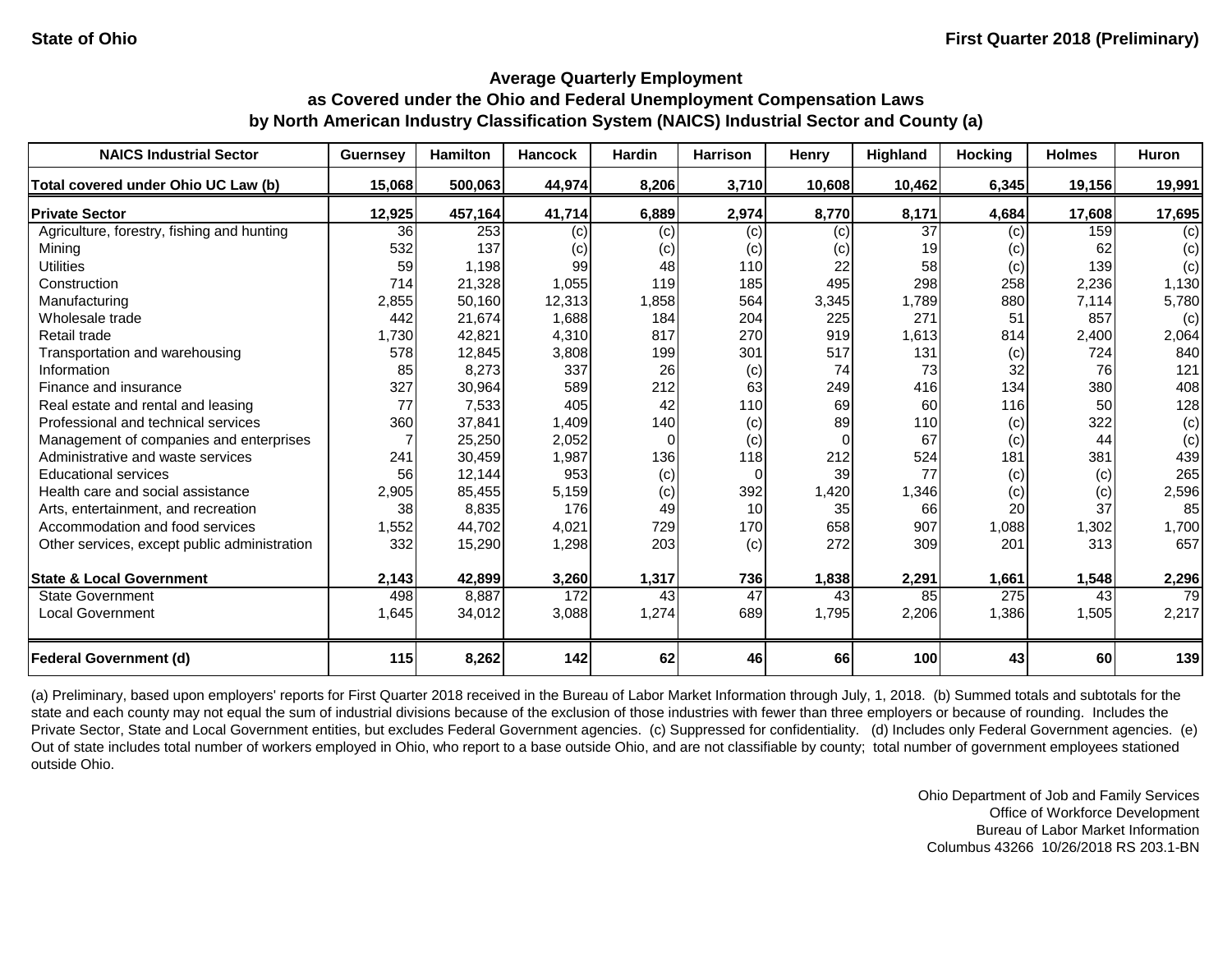State of Ohio | First Quarter 2018 (Preliminary)

## Average Quarterly Employment as Covered under the Ohio and Federal Unemployment Compensation Laws by North American Industry Classification System (NAICS) Industrial Sector and County (a)

| NAICS Industrial Sector | Guernsey | Hamilton | Hancock | Hardin | Harrison | Henry | Highland | Hocking | Holmes | Huron |
|---|---|---|---|---|---|---|---|---|---|---|
| **Total covered under Ohio UC Law (b)** | **15,068** | **500,063** | **44,974** | **8,206** | **3,710** | **10,608** | **10,462** | **6,345** | **19,156** | **19,991** |
| **Private Sector** | **12,925** | **457,164** | **41,714** | **6,889** | **2,974** | **8,770** | **8,171** | **4,684** | **17,608** | **17,695** |
| Agriculture, forestry, fishing and hunting | 36 | 253 | (c) | (c) | (c) | (c) | 37 | (c) | 159 | (c) |
| Mining | 532 | 137 | (c) | (c) | (c) | (c) | 19 | (c) | 62 | (c) |
| Utilities | 59 | 1,198 | 99 | 48 | 110 | 22 | 58 | (c) | 139 | (c) |
| Construction | 714 | 21,328 | 1,055 | 119 | 185 | 495 | 298 | 258 | 2,236 | 1,130 |
| Manufacturing | 2,855 | 50,160 | 12,313 | 1,858 | 564 | 3,345 | 1,789 | 880 | 7,114 | 5,780 |
| Wholesale trade | 442 | 21,674 | 1,688 | 184 | 204 | 225 | 271 | 51 | 857 | (c) |
| Retail trade | 1,730 | 42,821 | 4,310 | 817 | 270 | 919 | 1,613 | 814 | 2,400 | 2,064 |
| Transportation and warehousing | 578 | 12,845 | 3,808 | 199 | 301 | 517 | 131 | (c) | 724 | 840 |
| Information | 85 | 8,273 | 337 | 26 | (c) | 74 | 73 | 32 | 76 | 121 |
| Finance and insurance | 327 | 30,964 | 589 | 212 | 63 | 249 | 416 | 134 | 380 | 408 |
| Real estate and rental and leasing | 77 | 7,533 | 405 | 42 | 110 | 69 | 60 | 116 | 50 | 128 |
| Professional and technical services | 360 | 37,841 | 1,409 | 140 | (c) | 89 | 110 | (c) | 322 | (c) |
| Management of companies and enterprises | 7 | 25,250 | 2,052 | 0 | (c) | 0 | 67 | (c) | 44 | (c) |
| Administrative and waste services | 241 | 30,459 | 1,987 | 136 | 118 | 212 | 524 | 181 | 381 | 439 |
| Educational services | 56 | 12,144 | 953 | (c) | 0 | 39 | 77 | (c) | (c) | 265 |
| Health care and social assistance | 2,905 | 85,455 | 5,159 | (c) | 392 | 1,420 | 1,346 | (c) | (c) | 2,596 |
| Arts, entertainment, and recreation | 38 | 8,835 | 176 | 49 | 10 | 35 | 66 | 20 | 37 | 85 |
| Accommodation and food services | 1,552 | 44,702 | 4,021 | 729 | 170 | 658 | 907 | 1,088 | 1,302 | 1,700 |
| Other services, except public administration | 332 | 15,290 | 1,298 | 203 | (c) | 272 | 309 | 201 | 313 | 657 |
| **State & Local Government** | **2,143** | **42,899** | **3,260** | **1,317** | **736** | **1,838** | **2,291** | **1,661** | **1,548** | **2,296** |
| State Government | 498 | 8,887 | 172 | 43 | 47 | 43 | 85 | 275 | 43 | 79 |
| Local Government | 1,645 | 34,012 | 3,088 | 1,274 | 689 | 1,795 | 2,206 | 1,386 | 1,505 | 2,217 |
| **Federal Government (d)** | **115** | **8,262** | **142** | **62** | **46** | **66** | **100** | **43** | **60** | **139** |

(a) Preliminary, based upon employers' reports for First Quarter 2018 received in the Bureau of Labor Market Information through July, 1, 2018. (b) Summed totals and subtotals for the state and each county may not equal the sum of industrial divisions because of the exclusion of those industries with fewer than three employers or because of rounding. Includes the Private Sector, State and Local Government entities, but excludes Federal Government agencies. (c) Suppressed for confidentiality. (d) Includes only Federal Government agencies. (e) Out of state includes total number of workers employed in Ohio, who report to a base outside Ohio, and are not classifiable by county; total number of government employees stationed outside Ohio.

Ohio Department of Job and Family Services
Office of Workforce Development
Bureau of Labor Market Information
Columbus 43266 10/26/2018 RS 203.1-BN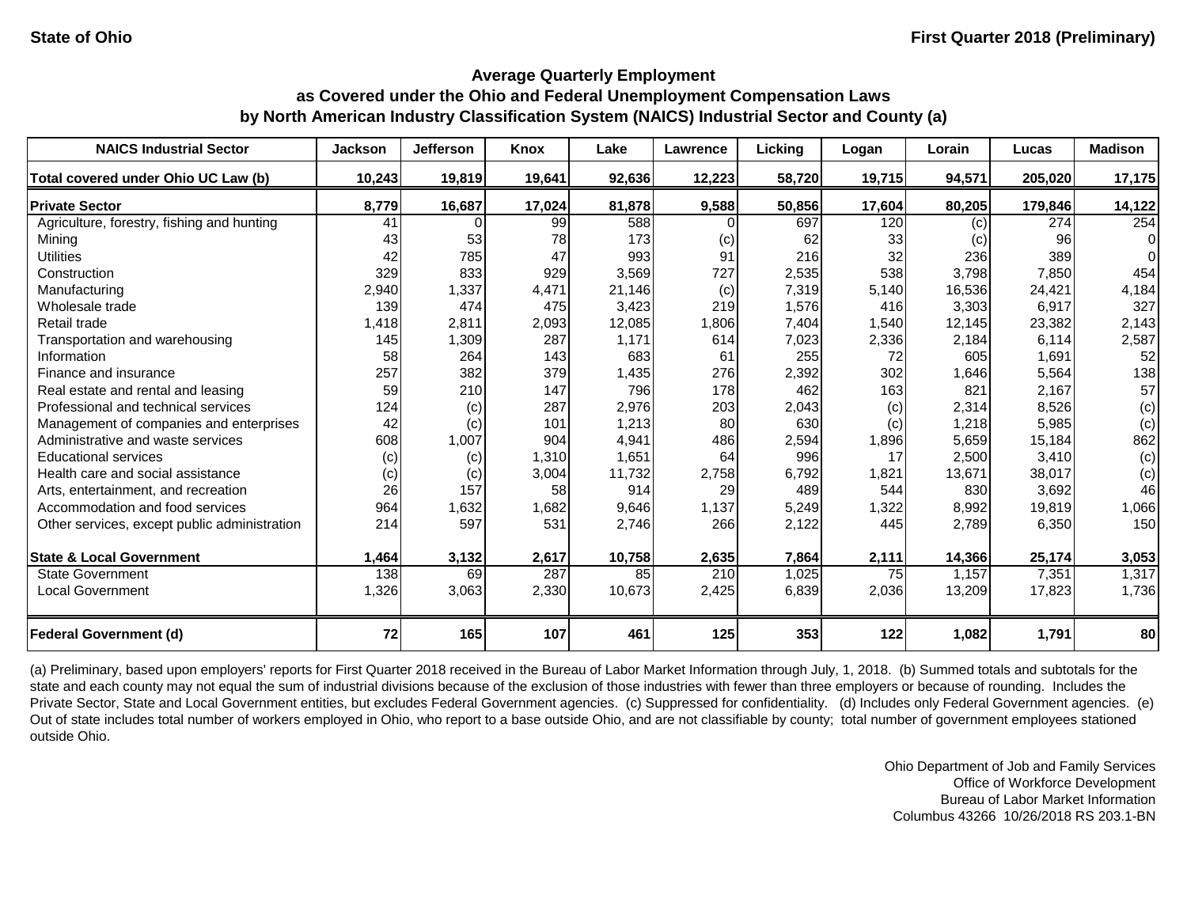State of Ohio

First Quarter 2018 (Preliminary)

## Average Quarterly Employment as Covered under the Ohio and Federal Unemployment Compensation Laws by North American Industry Classification System (NAICS) Industrial Sector and County (a)

| NAICS Industrial Sector | Jackson | Jefferson | Knox | Lake | Lawrence | Licking | Logan | Lorain | Lucas | Madison |
|---|---|---|---|---|---|---|---|---|---|---|
| **Total covered under Ohio UC Law (b)** | **10,243** | **19,819** | **19,641** | **92,636** | **12,223** | **58,720** | **19,715** | **94,571** | **205,020** | **17,175** |
| **Private Sector** | **8,779** | **16,687** | **17,024** | **81,878** | **9,588** | **50,856** | **17,604** | **80,205** | **179,846** | **14,122** |
| Agriculture, forestry, fishing and hunting | 41 | 0 | 99 | 588 | 0 | 697 | 120 | (c) | 274 | 254 |
| Mining | 43 | 53 | 78 | 173 | (c) | 62 | 33 | (c) | 96 | 0 |
| Utilities | 42 | 785 | 47 | 993 | 91 | 216 | 32 | 236 | 389 | 0 |
| Construction | 329 | 833 | 929 | 3,569 | 727 | 2,535 | 538 | 3,798 | 7,850 | 454 |
| Manufacturing | 2,940 | 1,337 | 4,471 | 21,146 | (c) | 7,319 | 5,140 | 16,536 | 24,421 | 4,184 |
| Wholesale trade | 139 | 474 | 475 | 3,423 | 219 | 1,576 | 416 | 3,303 | 6,917 | 327 |
| Retail trade | 1,418 | 2,811 | 2,093 | 12,085 | 1,806 | 7,404 | 1,540 | 12,145 | 23,382 | 2,143 |
| Transportation and warehousing | 145 | 1,309 | 287 | 1,171 | 614 | 7,023 | 2,336 | 2,184 | 6,114 | 2,587 |
| Information | 58 | 264 | 143 | 683 | 61 | 255 | 72 | 605 | 1,691 | 52 |
| Finance and insurance | 257 | 382 | 379 | 1,435 | 276 | 2,392 | 302 | 1,646 | 5,564 | 138 |
| Real estate and rental and leasing | 59 | 210 | 147 | 796 | 178 | 462 | 163 | 821 | 2,167 | 57 |
| Professional and technical services | 124 | (c) | 287 | 2,976 | 203 | 2,043 | (c) | 2,314 | 8,526 | (c) |
| Management of companies and enterprises | 42 | (c) | 101 | 1,213 | 80 | 630 | (c) | 1,218 | 5,985 | (c) |
| Administrative and waste services | 608 | 1,007 | 904 | 4,941 | 486 | 2,594 | 1,896 | 5,659 | 15,184 | 862 |
| Educational services | (c) | (c) | 1,310 | 1,651 | 64 | 996 | 17 | 2,500 | 3,410 | (c) |
| Health care and social assistance | (c) | (c) | 3,004 | 11,732 | 2,758 | 6,792 | 1,821 | 13,671 | 38,017 | (c) |
| Arts, entertainment, and recreation | 26 | 157 | 58 | 914 | 29 | 489 | 544 | 830 | 3,692 | 46 |
| Accommodation and food services | 964 | 1,632 | 1,682 | 9,646 | 1,137 | 5,249 | 1,322 | 8,992 | 19,819 | 1,066 |
| Other services, except public administration | 214 | 597 | 531 | 2,746 | 266 | 2,122 | 445 | 2,789 | 6,350 | 150 |
| **State & Local Government** | **1,464** | **3,132** | **2,617** | **10,758** | **2,635** | **7,864** | **2,111** | **14,366** | **25,174** | **3,053** |
| State Government | 138 | 69 | 287 | 85 | 210 | 1,025 | 75 | 1,157 | 7,351 | 1,317 |
| Local Government | 1,326 | 3,063 | 2,330 | 10,673 | 2,425 | 6,839 | 2,036 | 13,209 | 17,823 | 1,736 |
| **Federal Government (d)** | **72** | **165** | **107** | **461** | **125** | **353** | **122** | **1,082** | **1,791** | **80** |

(a) Preliminary, based upon employers' reports for First Quarter 2018 received in the Bureau of Labor Market Information through July, 1, 2018. (b) Summed totals and subtotals for the state and each county may not equal the sum of industrial divisions because of the exclusion of those industries with fewer than three employers or because of rounding. Includes the Private Sector, State and Local Government entities, but excludes Federal Government agencies. (c) Suppressed for confidentiality. (d) Includes only Federal Government agencies. (e) Out of state includes total number of workers employed in Ohio, who report to a base outside Ohio, and are not classifiable by county; total number of government employees stationed outside Ohio.

Ohio Department of Job and Family Services
Office of Workforce Development
Bureau of Labor Market Information
Columbus 43266 10/26/2018 RS 203.1-BN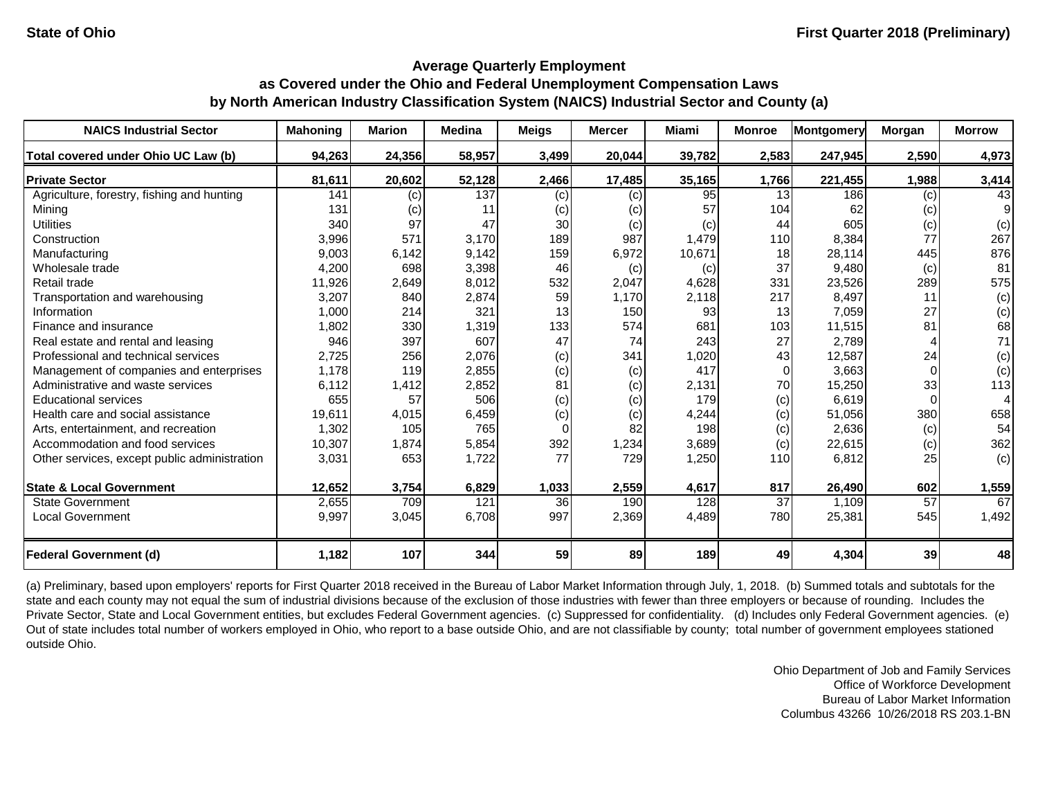State of Ohio

First Quarter 2018 (Preliminary)

## Average Quarterly Employment
## as Covered under the Ohio and Federal Unemployment Compensation Laws
## by North American Industry Classification System (NAICS) Industrial Sector and County (a)

| NAICS Industrial Sector | Mahoning | Marion | Medina | Meigs | Mercer | Miami | Monroe | Montgomery | Morgan | Morrow |
|---|---|---|---|---|---|---|---|---|---|---|
| **Total covered under Ohio UC Law (b)** | **94,263** | **24,356** | **58,957** | **3,499** | **20,044** | **39,782** | **2,583** | **247,945** | **2,590** | **4,973** |
| **Private Sector** | **81,611** | **20,602** | **52,128** | **2,466** | **17,485** | **35,165** | **1,766** | **221,455** | **1,988** | **3,414** |
| Agriculture, forestry, fishing and hunting | 141 | (c) | 137 | (c) | (c) | 95 | 13 | 186 | (c) | 43 |
| Mining | 131 | (c) | 11 | (c) | (c) | 57 | 104 | 62 | (c) | 9 |
| Utilities | 340 | 97 | 47 | 30 | (c) | (c) | 44 | 605 | (c) | (c) |
| Construction | 3,996 | 571 | 3,170 | 189 | 987 | 1,479 | 110 | 8,384 | 77 | 267 |
| Manufacturing | 9,003 | 6,142 | 9,142 | 159 | 6,972 | 10,671 | 18 | 28,114 | 445 | 876 |
| Wholesale trade | 4,200 | 698 | 3,398 | 46 | (c) | (c) | 37 | 9,480 | (c) | 81 |
| Retail trade | 11,926 | 2,649 | 8,012 | 532 | 2,047 | 4,628 | 331 | 23,526 | 289 | 575 |
| Transportation and warehousing | 3,207 | 840 | 2,874 | 59 | 1,170 | 2,118 | 217 | 8,497 | 11 | (c) |
| Information | 1,000 | 214 | 321 | 13 | 150 | 93 | 13 | 7,059 | 27 | (c) |
| Finance and insurance | 1,802 | 330 | 1,319 | 133 | 574 | 681 | 103 | 11,515 | 81 | 68 |
| Real estate and rental and leasing | 946 | 397 | 607 | 47 | 74 | 243 | 27 | 2,789 | 4 | 71 |
| Professional and technical services | 2,725 | 256 | 2,076 | (c) | 341 | 1,020 | 43 | 12,587 | 24 | (c) |
| Management of companies and enterprises | 1,178 | 119 | 2,855 | (c) | (c) | 417 | 0 | 3,663 | 0 | (c) |
| Administrative and waste services | 6,112 | 1,412 | 2,852 | 81 | (c) | 2,131 | 70 | 15,250 | 33 | 113 |
| Educational services | 655 | 57 | 506 | (c) | (c) | 179 | (c) | 6,619 | 0 | 4 |
| Health care and social assistance | 19,611 | 4,015 | 6,459 | (c) | (c) | 4,244 | (c) | 51,056 | 380 | 658 |
| Arts, entertainment, and recreation | 1,302 | 105 | 765 | 0 | 82 | 198 | (c) | 2,636 | (c) | 54 |
| Accommodation and food services | 10,307 | 1,874 | 5,854 | 392 | 1,234 | 3,689 | (c) | 22,615 | (c) | 362 |
| Other services, except public administration | 3,031 | 653 | 1,722 | 77 | 729 | 1,250 | 110 | 6,812 | 25 | (c) |
| **State & Local Government** | **12,652** | **3,754** | **6,829** | **1,033** | **2,559** | **4,617** | **817** | **26,490** | **602** | **1,559** |
| State Government | 2,655 | 709 | 121 | 36 | 190 | 128 | 37 | 1,109 | 57 | 67 |
| Local Government | 9,997 | 3,045 | 6,708 | 997 | 2,369 | 4,489 | 780 | 25,381 | 545 | 1,492 |
| **Federal Government (d)** | **1,182** | **107** | **344** | **59** | **89** | **189** | **49** | **4,304** | **39** | **48** |

(a) Preliminary, based upon employers' reports for First Quarter 2018 received in the Bureau of Labor Market Information through July, 1, 2018. (b) Summed totals and subtotals for the state and each county may not equal the sum of industrial divisions because of the exclusion of those industries with fewer than three employers or because of rounding. Includes the Private Sector, State and Local Government entities, but excludes Federal Government agencies. (c) Suppressed for confidentiality. (d) Includes only Federal Government agencies. (e) Out of state includes total number of workers employed in Ohio, who report to a base outside Ohio, and are not classifiable by county; total number of government employees stationed outside Ohio.

Ohio Department of Job and Family Services
Office of Workforce Development
Bureau of Labor Market Information
Columbus 43266 10/26/2018 RS 203.1-BN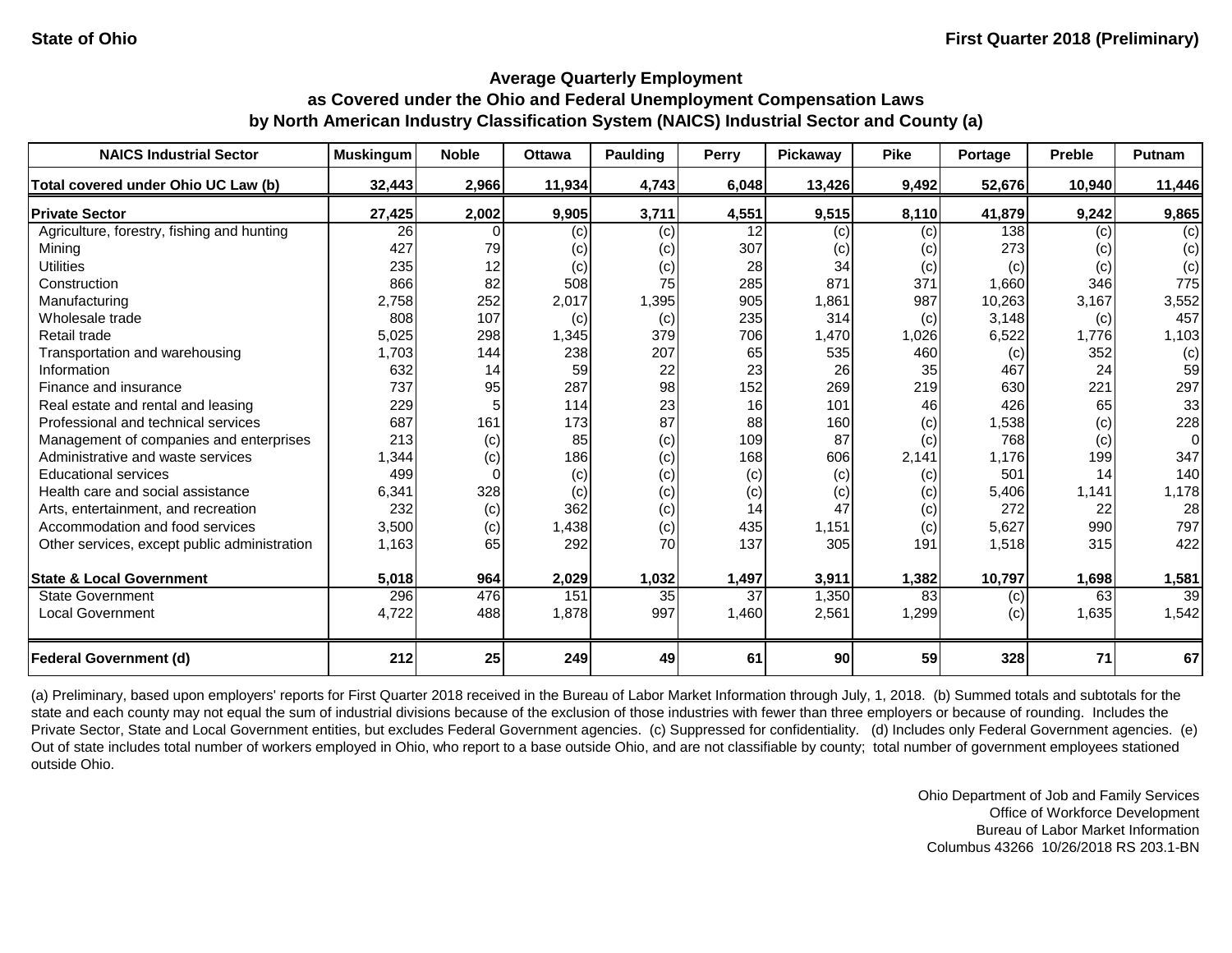State of Ohio

First Quarter 2018 (Preliminary)

### Average Quarterly Employment
### as Covered under the Ohio and Federal Unemployment Compensation Laws
### by North American Industry Classification System (NAICS) Industrial Sector and County (a)

| NAICS Industrial Sector | Muskingum | Noble | Ottawa | Paulding | Perry | Pickaway | Pike | Portage | Preble | Putnam |
|---|---|---|---|---|---|---|---|---|---|---|
| **Total covered under Ohio UC Law (b)** | **32,443** | **2,966** | **11,934** | **4,743** | **6,048** | **13,426** | **9,492** | **52,676** | **10,940** | **11,446** |
| **Private Sector** | **27,425** | **2,002** | **9,905** | **3,711** | **4,551** | **9,515** | **8,110** | **41,879** | **9,242** | **9,865** |
| Agriculture, forestry, fishing and hunting | 26 | 0 | (c) | (c) | 12 | (c) | (c) | 138 | (c) | (c) |
| Mining | 427 | 79 | (c) | (c) | 307 | (c) | (c) | 273 | (c) | (c) |
| Utilities | 235 | 12 | (c) | (c) | 28 | 34 | (c) | (c) | (c) | (c) |
| Construction | 866 | 82 | 508 | 75 | 285 | 871 | 371 | 1,660 | 346 | 775 |
| Manufacturing | 2,758 | 252 | 2,017 | 1,395 | 905 | 1,861 | 987 | 10,263 | 3,167 | 3,552 |
| Wholesale trade | 808 | 107 | (c) | (c) | 235 | 314 | (c) | 3,148 | (c) | 457 |
| Retail trade | 5,025 | 298 | 1,345 | 379 | 706 | 1,470 | 1,026 | 6,522 | 1,776 | 1,103 |
| Transportation and warehousing | 1,703 | 144 | 238 | 207 | 65 | 535 | 460 | (c) | 352 | (c) |
| Information | 632 | 14 | 59 | 22 | 23 | 26 | 35 | 467 | 24 | 59 |
| Finance and insurance | 737 | 95 | 287 | 98 | 152 | 269 | 219 | 630 | 221 | 297 |
| Real estate and rental and leasing | 229 | 5 | 114 | 23 | 16 | 101 | 46 | 426 | 65 | 33 |
| Professional and technical services | 687 | 161 | 173 | 87 | 88 | 160 | (c) | 1,538 | (c) | 228 |
| Management of companies and enterprises | 213 | (c) | 85 | (c) | 109 | 87 | (c) | 768 | (c) | 0 |
| Administrative and waste services | 1,344 | (c) | 186 | (c) | 168 | 606 | 2,141 | 1,176 | 199 | 347 |
| Educational services | 499 | 0 | (c) | (c) | (c) | (c) | (c) | 501 | 14 | 140 |
| Health care and social assistance | 6,341 | 328 | (c) | (c) | (c) | (c) | (c) | 5,406 | 1,141 | 1,178 |
| Arts, entertainment, and recreation | 232 | (c) | 362 | (c) | 14 | 47 | (c) | 272 | 22 | 28 |
| Accommodation and food services | 3,500 | (c) | 1,438 | (c) | 435 | 1,151 | (c) | 5,627 | 990 | 797 |
| Other services, except public administration | 1,163 | 65 | 292 | 70 | 137 | 305 | 191 | 1,518 | 315 | 422 |
| **State & Local Government** | **5,018** | **964** | **2,029** | **1,032** | **1,497** | **3,911** | **1,382** | **10,797** | **1,698** | **1,581** |
| State Government | 296 | 476 | 151 | 35 | 37 | 1,350 | 83 | (c) | 63 | 39 |
| Local Government | 4,722 | 488 | 1,878 | 997 | 1,460 | 2,561 | 1,299 | (c) | 1,635 | 1,542 |
| **Federal Government (d)** | **212** | **25** | **249** | **49** | **61** | **90** | **59** | **328** | **71** | **67** |

(a) Preliminary, based upon employers' reports for First Quarter 2018 received in the Bureau of Labor Market Information through July, 1, 2018. (b) Summed totals and subtotals for the state and each county may not equal the sum of industrial divisions because of the exclusion of those industries with fewer than three employers or because of rounding. Includes the Private Sector, State and Local Government entities, but excludes Federal Government agencies. (c) Suppressed for confidentiality. (d) Includes only Federal Government agencies. (e) Out of state includes total number of workers employed in Ohio, who report to a base outside Ohio, and are not classifiable by county; total number of government employees stationed outside Ohio.

Ohio Department of Job and Family Services
Office of Workforce Development
Bureau of Labor Market Information
Columbus 43266 10/26/2018 RS 203.1-BN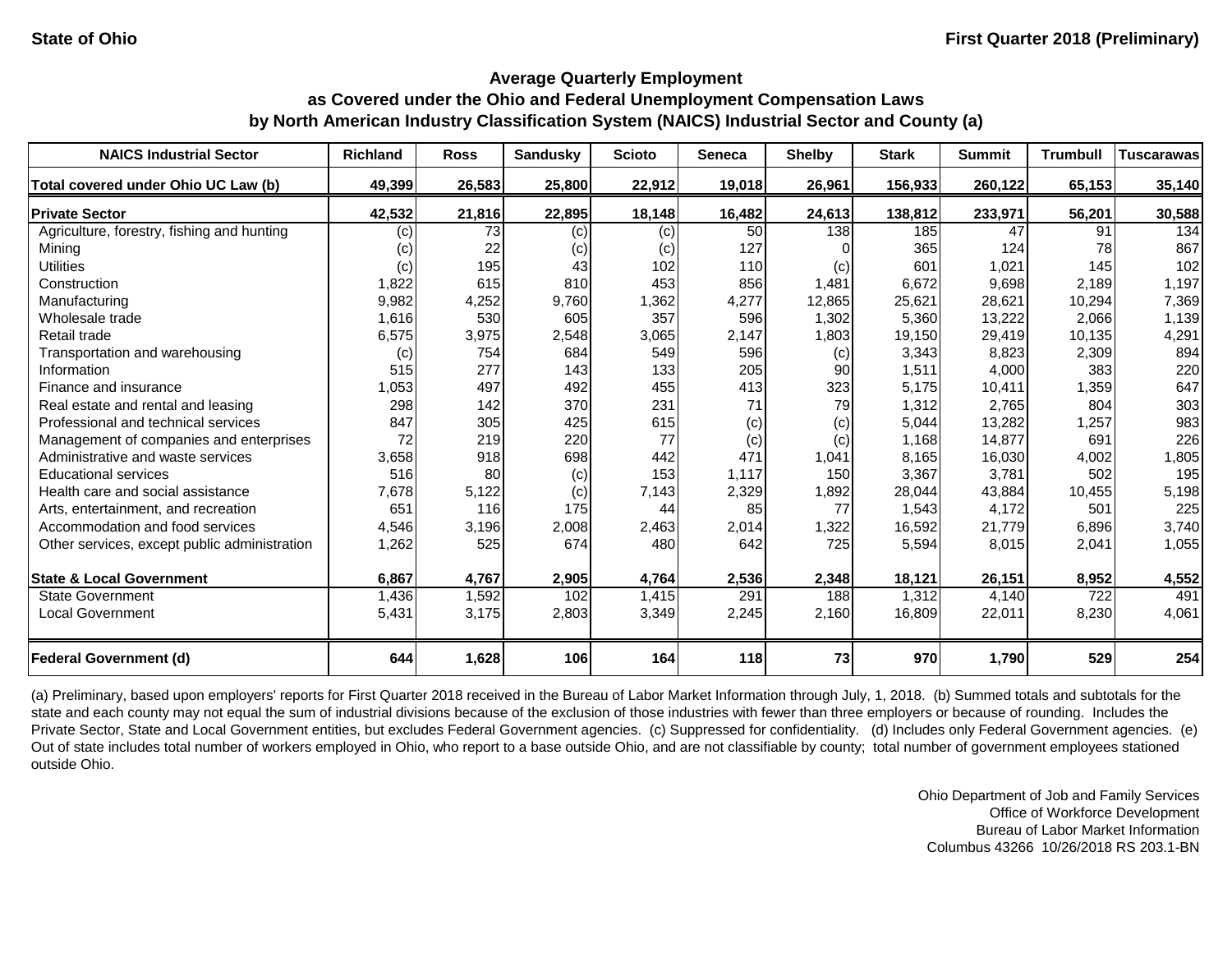State of Ohio

First Quarter 2018 (Preliminary)

## Average Quarterly Employment as Covered under the Ohio and Federal Unemployment Compensation Laws by North American Industry Classification System (NAICS) Industrial Sector and County (a)

| NAICS Industrial Sector | Richland | Ross | Sandusky | Scioto | Seneca | Shelby | Stark | Summit | Trumbull | Tuscarawas |
|---|---|---|---|---|---|---|---|---|---|---|
| **Total covered under Ohio UC Law (b)** | **49,399** | **26,583** | **25,800** | **22,912** | **19,018** | **26,961** | **156,933** | **260,122** | **65,153** | **35,140** |
| **Private Sector** | **42,532** | **21,816** | **22,895** | **18,148** | **16,482** | **24,613** | **138,812** | **233,971** | **56,201** | **30,588** |
| Agriculture, forestry, fishing and hunting | (c) | 73 | (c) | (c) | 50 | 138 | 185 | 47 | 91 | 134 |
| Mining | (c) | 22 | (c) | (c) | 127 | 0 | 365 | 124 | 78 | 867 |
| Utilities | (c) | 195 | 43 | 102 | 110 | (c) | 601 | 1,021 | 145 | 102 |
| Construction | 1,822 | 615 | 810 | 453 | 856 | 1,481 | 6,672 | 9,698 | 2,189 | 1,197 |
| Manufacturing | 9,982 | 4,252 | 9,760 | 1,362 | 4,277 | 12,865 | 25,621 | 28,621 | 10,294 | 7,369 |
| Wholesale trade | 1,616 | 530 | 605 | 357 | 596 | 1,302 | 5,360 | 13,222 | 2,066 | 1,139 |
| Retail trade | 6,575 | 3,975 | 2,548 | 3,065 | 2,147 | 1,803 | 19,150 | 29,419 | 10,135 | 4,291 |
| Transportation and warehousing | (c) | 754 | 684 | 549 | 596 | (c) | 3,343 | 8,823 | 2,309 | 894 |
| Information | 515 | 277 | 143 | 133 | 205 | 90 | 1,511 | 4,000 | 383 | 220 |
| Finance and insurance | 1,053 | 497 | 492 | 455 | 413 | 323 | 5,175 | 10,411 | 1,359 | 647 |
| Real estate and rental and leasing | 298 | 142 | 370 | 231 | 71 | 79 | 1,312 | 2,765 | 804 | 303 |
| Professional and technical services | 847 | 305 | 425 | 615 | (c) | (c) | 5,044 | 13,282 | 1,257 | 983 |
| Management of companies and enterprises | 72 | 219 | 220 | 77 | (c) | (c) | 1,168 | 14,877 | 691 | 226 |
| Administrative and waste services | 3,658 | 918 | 698 | 442 | 471 | 1,041 | 8,165 | 16,030 | 4,002 | 1,805 |
| Educational services | 516 | 80 | (c) | 153 | 1,117 | 150 | 3,367 | 3,781 | 502 | 195 |
| Health care and social assistance | 7,678 | 5,122 | (c) | 7,143 | 2,329 | 1,892 | 28,044 | 43,884 | 10,455 | 5,198 |
| Arts, entertainment, and recreation | 651 | 116 | 175 | 44 | 85 | 77 | 1,543 | 4,172 | 501 | 225 |
| Accommodation and food services | 4,546 | 3,196 | 2,008 | 2,463 | 2,014 | 1,322 | 16,592 | 21,779 | 6,896 | 3,740 |
| Other services, except public administration | 1,262 | 525 | 674 | 480 | 642 | 725 | 5,594 | 8,015 | 2,041 | 1,055 |
| **State & Local Government** | **6,867** | **4,767** | **2,905** | **4,764** | **2,536** | **2,348** | **18,121** | **26,151** | **8,952** | **4,552** |
| State Government | 1,436 | 1,592 | 102 | 1,415 | 291 | 188 | 1,312 | 4,140 | 722 | 491 |
| Local Government | 5,431 | 3,175 | 2,803 | 3,349 | 2,245 | 2,160 | 16,809 | 22,011 | 8,230 | 4,061 |
| **Federal Government (d)** | **644** | **1,628** | **106** | **164** | **118** | **73** | **970** | **1,790** | **529** | **254** |

(a) Preliminary, based upon employers' reports for First Quarter 2018 received in the Bureau of Labor Market Information through July, 1, 2018. (b) Summed totals and subtotals for the state and each county may not equal the sum of industrial divisions because of the exclusion of those industries with fewer than three employers or because of rounding. Includes the Private Sector, State and Local Government entities, but excludes Federal Government agencies. (c) Suppressed for confidentiality. (d) Includes only Federal Government agencies. (e) Out of state includes total number of workers employed in Ohio, who report to a base outside Ohio, and are not classifiable by county; total number of government employees stationed outside Ohio.

Ohio Department of Job and Family Services
Office of Workforce Development
Bureau of Labor Market Information
Columbus 43266 10/26/2018 RS 203.1-BN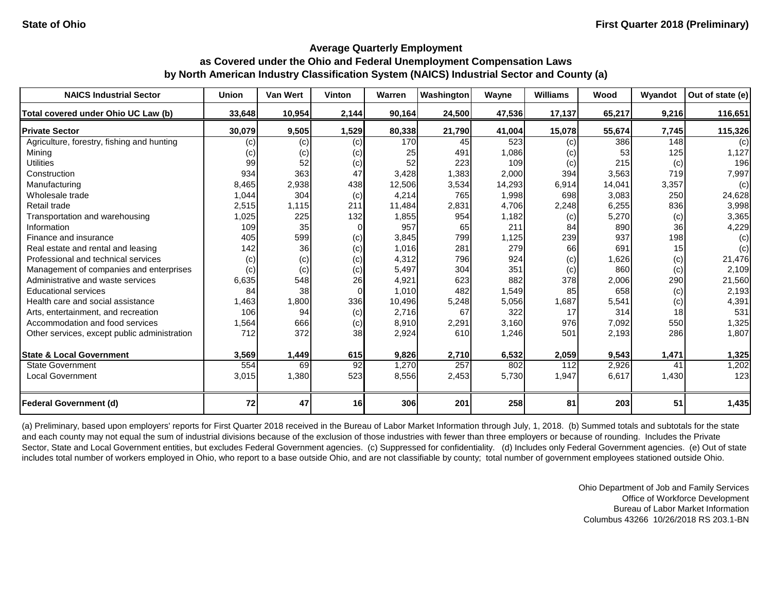State of Ohio

First Quarter 2018 (Preliminary)

## Average Quarterly Employment
## as Covered under the Ohio and Federal Unemployment Compensation Laws
## by North American Industry Classification System (NAICS) Industrial Sector and County (a)

| NAICS Industrial Sector | Union | Van Wert | Vinton | Warren | Washington | Wayne | Williams | Wood | Wyandot | Out of state (e) |
|---|---|---|---|---|---|---|---|---|---|---|
| **Total covered under Ohio UC Law (b)** | **33,648** | **10,954** | **2,144** | **90,164** | **24,500** | **47,536** | **17,137** | **65,217** | **9,216** | **116,651** |
| **Private Sector** | **30,079** | **9,505** | **1,529** | **80,338** | **21,790** | **41,004** | **15,078** | **55,674** | **7,745** | **115,326** |
| Agriculture, forestry, fishing and hunting | (c) | (c) | (c) | 170 | 45 | 523 | (c) | 386 | 148 | (c) |
| Mining | (c) | (c) | (c) | 25 | 491 | 1,086 | (c) | 53 | 125 | 1,127 |
| Utilities | 99 | 52 | (c) | 52 | 223 | 109 | (c) | 215 | (c) | 196 |
| Construction | 934 | 363 | 47 | 3,428 | 1,383 | 2,000 | 394 | 3,563 | 719 | 7,997 |
| Manufacturing | 8,465 | 2,938 | 438 | 12,506 | 3,534 | 14,293 | 6,914 | 14,041 | 3,357 | (c) |
| Wholesale trade | 1,044 | 304 | (c) | 4,214 | 765 | 1,998 | 698 | 3,083 | 250 | 24,628 |
| Retail trade | 2,515 | 1,115 | 211 | 11,484 | 2,831 | 4,706 | 2,248 | 6,255 | 836 | 3,998 |
| Transportation and warehousing | 1,025 | 225 | 132 | 1,855 | 954 | 1,182 | (c) | 5,270 | (c) | 3,365 |
| Information | 109 | 35 | 0 | 957 | 65 | 211 | 84 | 890 | 36 | 4,229 |
| Finance and insurance | 405 | 599 | (c) | 3,845 | 799 | 1,125 | 239 | 937 | 198 | (c) |
| Real estate and rental and leasing | 142 | 36 | (c) | 1,016 | 281 | 279 | 66 | 691 | 15 | (c) |
| Professional and technical services | (c) | (c) | (c) | 4,312 | 796 | 924 | (c) | 1,626 | (c) | 21,476 |
| Management of companies and enterprises | (c) | (c) | (c) | 5,497 | 304 | 351 | (c) | 860 | (c) | 2,109 |
| Administrative and waste services | 6,635 | 548 | 26 | 4,921 | 623 | 882 | 378 | 2,006 | 290 | 21,560 |
| Educational services | 84 | 38 | 0 | 1,010 | 482 | 1,549 | 85 | 658 | (c) | 2,193 |
| Health care and social assistance | 1,463 | 1,800 | 336 | 10,496 | 5,248 | 5,056 | 1,687 | 5,541 | (c) | 4,391 |
| Arts, entertainment, and recreation | 106 | 94 | (c) | 2,716 | 67 | 322 | 17 | 314 | 18 | 531 |
| Accommodation and food services | 1,564 | 666 | (c) | 8,910 | 2,291 | 3,160 | 976 | 7,092 | 550 | 1,325 |
| Other services, except public administration | 712 | 372 | 38 | 2,924 | 610 | 1,246 | 501 | 2,193 | 286 | 1,807 |
| **State & Local Government** | **3,569** | **1,449** | **615** | **9,826** | **2,710** | **6,532** | **2,059** | **9,543** | **1,471** | **1,325** |
| State Government | 554 | 69 | 92 | 1,270 | 257 | 802 | 112 | 2,926 | 41 | 1,202 |
| Local Government | 3,015 | 1,380 | 523 | 8,556 | 2,453 | 5,730 | 1,947 | 6,617 | 1,430 | 123 |
| **Federal Government (d)** | **72** | **47** | **16** | **306** | **201** | **258** | **81** | **203** | **51** | **1,435** |

(a) Preliminary, based upon employers' reports for First Quarter 2018 received in the Bureau of Labor Market Information through July, 1, 2018. (b) Summed totals and subtotals for the state and each county may not equal the sum of industrial divisions because of the exclusion of those industries with fewer than three employers or because of rounding. Includes the Private Sector, State and Local Government entities, but excludes Federal Government agencies. (c) Suppressed for confidentiality. (d) Includes only Federal Government agencies. (e) Out of state includes total number of workers employed in Ohio, who report to a base outside Ohio, and are not classifiable by county; total number of government employees stationed outside Ohio.

Ohio Department of Job and Family Services
Office of Workforce Development
Bureau of Labor Market Information
Columbus 43266 10/26/2018 RS 203.1-BN